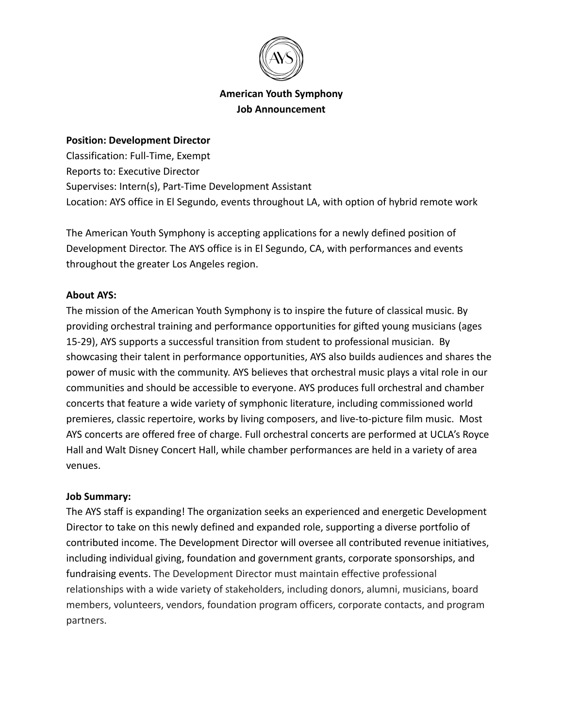# American Youth Symphony
## Job Announcement

**Position: Development Director**
Classification: Full-Time, Exempt
Reports to: Executive Director
Supervises: Intern(s), Part-Time Development Assistant
Location: AYS office in El Segundo, events throughout LA, with option of hybrid remote work

The American Youth Symphony is accepting applications for a newly defined position of Development Director. The AYS office is in El Segundo, CA, with performances and events throughout the greater Los Angeles region.

**About AYS:**
The mission of the American Youth Symphony is to inspire the future of classical music. By providing orchestral training and performance opportunities for gifted young musicians (ages 15-29), AYS supports a successful transition from student to professional musician. By showcasing their talent in performance opportunities, AYS also builds audiences and shares the power of music with the community. AYS believes that orchestral music plays a vital role in our communities and should be accessible to everyone. AYS produces full orchestral and chamber concerts that feature a wide variety of symphonic literature, including commissioned world premieres, classic repertoire, works by living composers, and live-to-picture film music. Most AYS concerts are offered free of charge. Full orchestral concerts are performed at UCLA's Royce Hall and Walt Disney Concert Hall, while chamber performances are held in a variety of area venues.

**Job Summary:**
The AYS staff is expanding! The organization seeks an experienced and energetic Development Director to take on this newly defined and expanded role, supporting a diverse portfolio of contributed income. The Development Director will oversee all contributed revenue initiatives, including individual giving, foundation and government grants, corporate sponsorships, and fundraising events. The Development Director must maintain effective professional relationships with a wide variety of stakeholders, including donors, alumni, musicians, board members, volunteers, vendors, foundation program officers, corporate contacts, and program partners.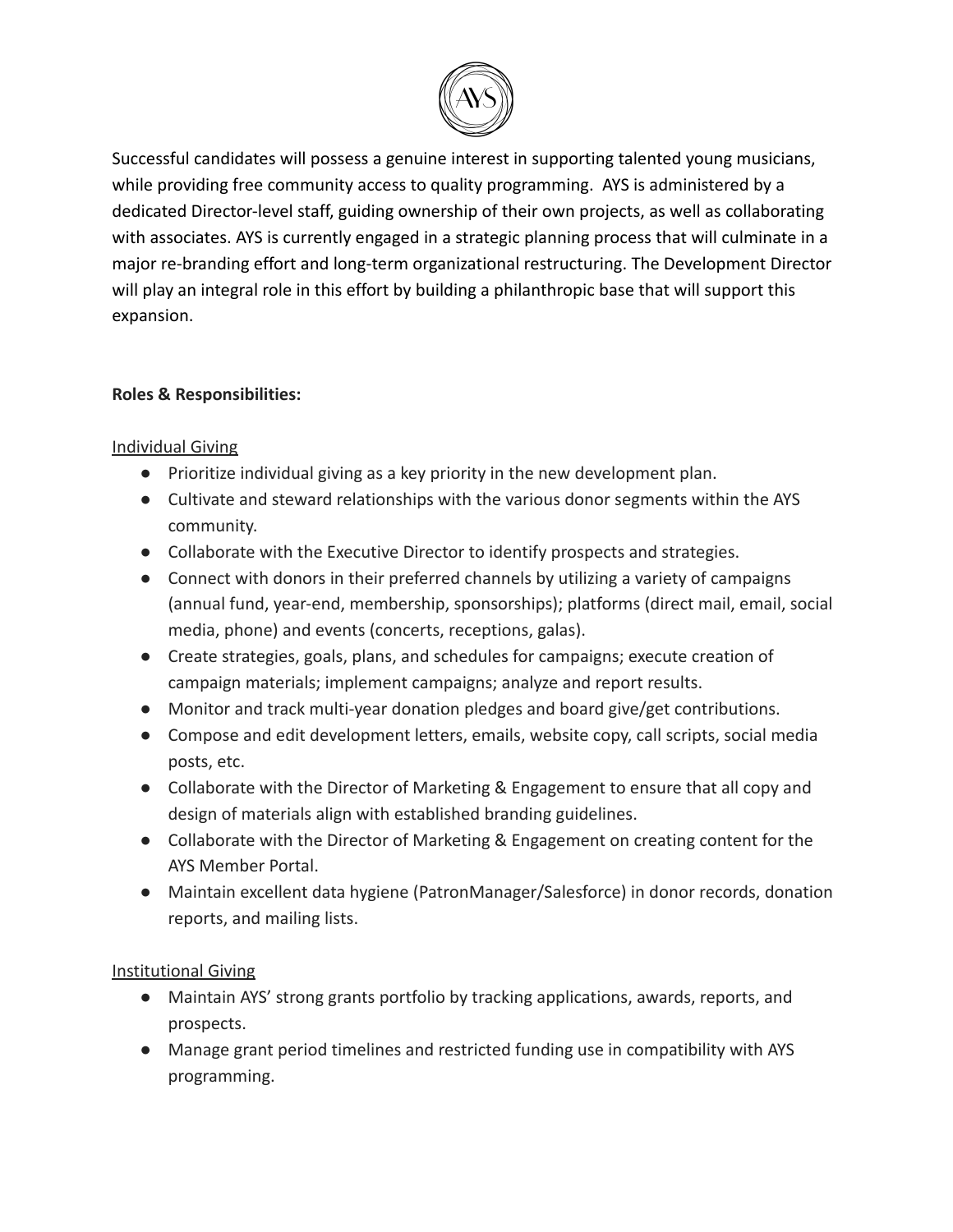Successful candidates will possess a genuine interest in supporting talented young musicians, while providing free community access to quality programming. AYS is administered by a dedicated Director-level staff, guiding ownership of their own projects, as well as collaborating with associates. AYS is currently engaged in a strategic planning process that will culminate in a major re-branding effort and long-term organizational restructuring. The Development Director will play an integral role in this effort by building a philanthropic base that will support this expansion.

**Roles & Responsibilities:**

Individual Giving

- Prioritize individual giving as a key priority in the new development plan.
- Cultivate and steward relationships with the various donor segments within the AYS community.
- Collaborate with the Executive Director to identify prospects and strategies.
- Connect with donors in their preferred channels by utilizing a variety of campaigns (annual fund, year-end, membership, sponsorships); platforms (direct mail, email, social media, phone) and events (concerts, receptions, galas).
- Create strategies, goals, plans, and schedules for campaigns; execute creation of campaign materials; implement campaigns; analyze and report results.
- Monitor and track multi-year donation pledges and board give/get contributions.
- Compose and edit development letters, emails, website copy, call scripts, social media posts, etc.
- Collaborate with the Director of Marketing & Engagement to ensure that all copy and design of materials align with established branding guidelines.
- Collaborate with the Director of Marketing & Engagement on creating content for the AYS Member Portal.
- Maintain excellent data hygiene (PatronManager/Salesforce) in donor records, donation reports, and mailing lists.

Institutional Giving

- Maintain AYS' strong grants portfolio by tracking applications, awards, reports, and prospects.
- Manage grant period timelines and restricted funding use in compatibility with AYS programming.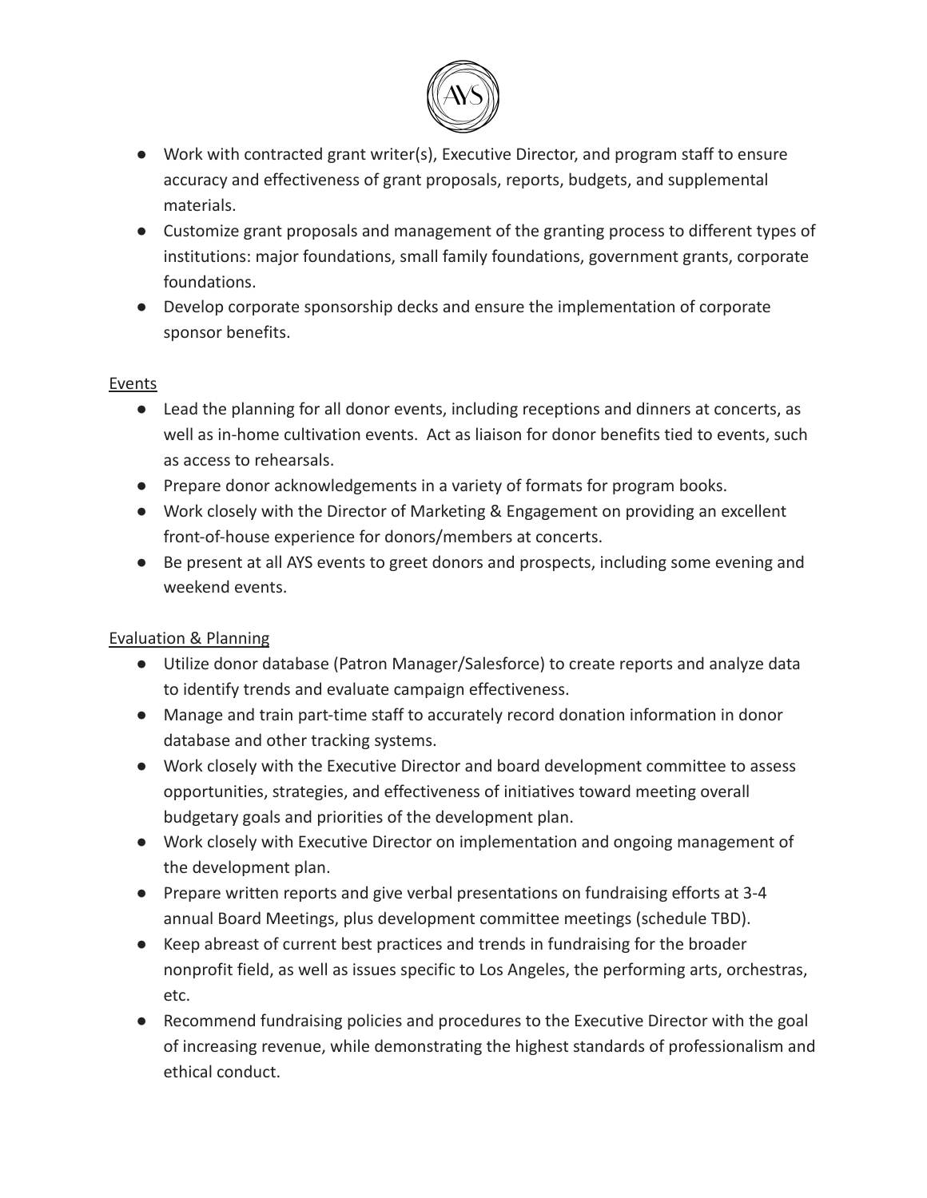- Work with contracted grant writer(s), Executive Director, and program staff to ensure accuracy and effectiveness of grant proposals, reports, budgets, and supplemental materials.
- Customize grant proposals and management of the granting process to different types of institutions: major foundations, small family foundations, government grants, corporate foundations.
- Develop corporate sponsorship decks and ensure the implementation of corporate sponsor benefits.

<u>Events</u>

- Lead the planning for all donor events, including receptions and dinners at concerts, as well as in-home cultivation events. Act as liaison for donor benefits tied to events, such as access to rehearsals.
- Prepare donor acknowledgements in a variety of formats for program books.
- Work closely with the Director of Marketing & Engagement on providing an excellent front-of-house experience for donors/members at concerts.
- Be present at all AYS events to greet donors and prospects, including some evening and weekend events.

<u>Evaluation & Planning</u>

- Utilize donor database (Patron Manager/Salesforce) to create reports and analyze data to identify trends and evaluate campaign effectiveness.
- Manage and train part-time staff to accurately record donation information in donor database and other tracking systems.
- Work closely with the Executive Director and board development committee to assess opportunities, strategies, and effectiveness of initiatives toward meeting overall budgetary goals and priorities of the development plan.
- Work closely with Executive Director on implementation and ongoing management of the development plan.
- Prepare written reports and give verbal presentations on fundraising efforts at 3-4 annual Board Meetings, plus development committee meetings (schedule TBD).
- Keep abreast of current best practices and trends in fundraising for the broader nonprofit field, as well as issues specific to Los Angeles, the performing arts, orchestras, etc.
- Recommend fundraising policies and procedures to the Executive Director with the goal of increasing revenue, while demonstrating the highest standards of professionalism and ethical conduct.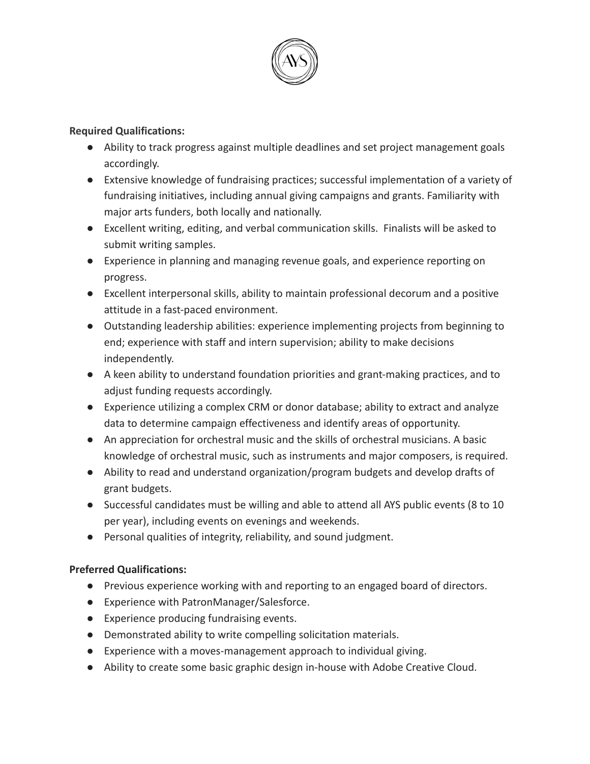**Required Qualifications:**

- Ability to track progress against multiple deadlines and set project management goals accordingly.
- Extensive knowledge of fundraising practices; successful implementation of a variety of fundraising initiatives, including annual giving campaigns and grants. Familiarity with major arts funders, both locally and nationally.
- Excellent writing, editing, and verbal communication skills. Finalists will be asked to submit writing samples.
- Experience in planning and managing revenue goals, and experience reporting on progress.
- Excellent interpersonal skills, ability to maintain professional decorum and a positive attitude in a fast-paced environment.
- Outstanding leadership abilities: experience implementing projects from beginning to end; experience with staff and intern supervision; ability to make decisions independently.
- A keen ability to understand foundation priorities and grant-making practices, and to adjust funding requests accordingly.
- Experience utilizing a complex CRM or donor database; ability to extract and analyze data to determine campaign effectiveness and identify areas of opportunity.
- An appreciation for orchestral music and the skills of orchestral musicians. A basic knowledge of orchestral music, such as instruments and major composers, is required.
- Ability to read and understand organization/program budgets and develop drafts of grant budgets.
- Successful candidates must be willing and able to attend all AYS public events (8 to 10 per year), including events on evenings and weekends.
- Personal qualities of integrity, reliability, and sound judgment.

**Preferred Qualifications:**

- Previous experience working with and reporting to an engaged board of directors.
- Experience with PatronManager/Salesforce.
- Experience producing fundraising events.
- Demonstrated ability to write compelling solicitation materials.
- Experience with a moves-management approach to individual giving.
- Ability to create some basic graphic design in-house with Adobe Creative Cloud.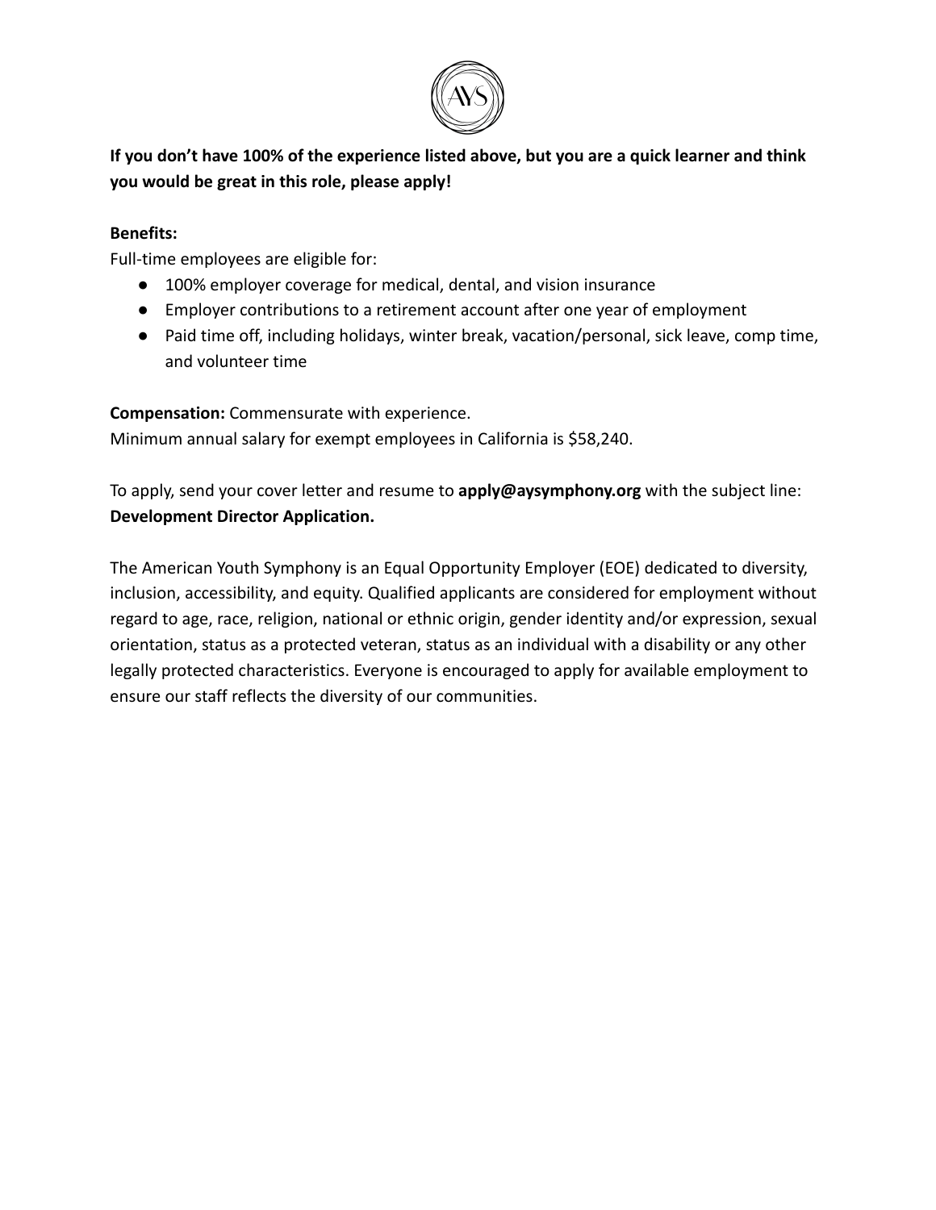**If you don't have 100% of the experience listed above, but you are a quick learner and think you would be great in this role, please apply!**

**Benefits:**
Full-time employees are eligible for:

- 100% employer coverage for medical, dental, and vision insurance
- Employer contributions to a retirement account after one year of employment
- Paid time off, including holidays, winter break, vacation/personal, sick leave, comp time, and volunteer time

**Compensation:** Commensurate with experience.
Minimum annual salary for exempt employees in California is $58,240.

To apply, send your cover letter and resume to **apply@aysymphony.org** with the subject line: **Development Director Application.**

The American Youth Symphony is an Equal Opportunity Employer (EOE) dedicated to diversity, inclusion, accessibility, and equity. Qualified applicants are considered for employment without regard to age, race, religion, national or ethnic origin, gender identity and/or expression, sexual orientation, status as a protected veteran, status as an individual with a disability or any other legally protected characteristics. Everyone is encouraged to apply for available employment to ensure our staff reflects the diversity of our communities.